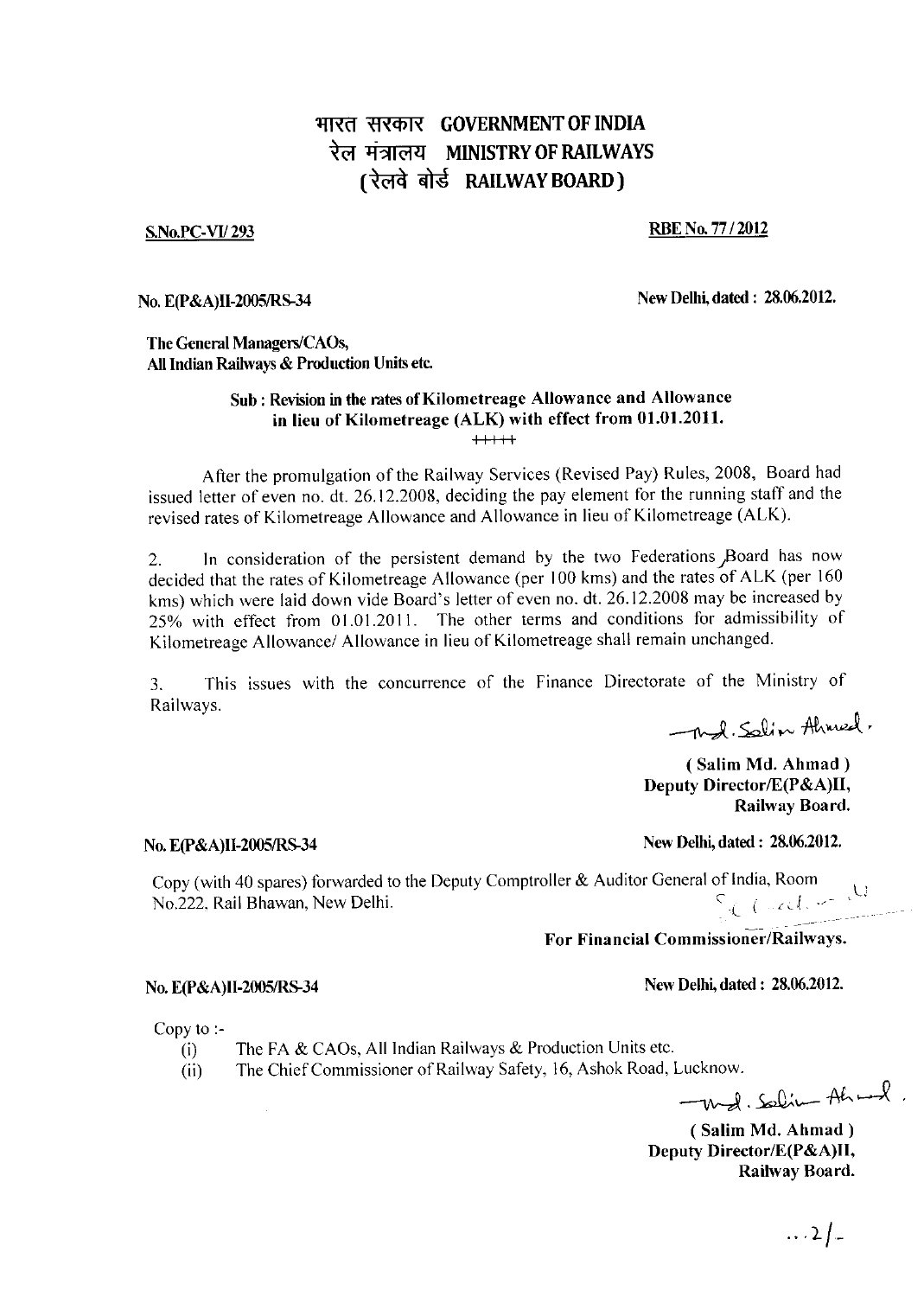# भारत सरकार GOVERNMENT OF INDIA
# रेल मंत्रालय MINISTRY OF RAILWAYS
# (रेलवे बोर्ड RAILWAY BOARD)

**S.No.PC-VI/ 293** **RBE No. 77 / 2012**

**No. E(P&A)II-2005/RS-34** **New Delhi, dated : 28.06.2012.**

**The General Managers/CAOs,**
**All Indian Railways & Production Units etc.**

**Sub : Revision in the rates of Kilometreage Allowance and Allowance in lieu of Kilometreage (ALK) with effect from 01.01.2011.**

+++++

After the promulgation of the Railway Services (Revised Pay) Rules, 2008, Board had issued letter of even no. dt. 26.12.2008, deciding the pay element for the running staff and the revised rates of Kilometreage Allowance and Allowance in lieu of Kilometreage (ALK).

2. In consideration of the persistent demand by the two Federations Board has now decided that the rates of Kilometreage Allowance (per 100 kms) and the rates of ALK (per 160 kms) which were laid down vide Board's letter of even no. dt. 26.12.2008 may be increased by 25% with effect from 01.01.2011. The other terms and conditions for admissibility of Kilometreage Allowance/ Allowance in lieu of Kilometreage shall remain unchanged.

3. This issues with the concurrence of the Finance Directorate of the Ministry of Railways.

Md. Salim Ahmad.

**( Salim Md. Ahmad )**
**Deputy Director/E(P&A)II,**
**Railway Board.**

**No. E(P&A)II-2005/RS-34** **New Delhi, dated : 28.06.2012.**

Copy (with 40 spares) forwarded to the Deputy Comptroller & Auditor General of India, Room No.222, Rail Bhawan, New Delhi.

**For Financial Commissioner/Railways.**

**No. E(P&A)II-2005/RS-34** **New Delhi, dated : 28.06.2012.**

Copy to :-

(i) The FA & CAOs, All Indian Railways & Production Units etc.
(ii) The Chief Commissioner of Railway Safety, 16, Ashok Road, Lucknow.

Md. Salim Ahmad.

**( Salim Md. Ahmad )**
**Deputy Director/E(P&A)II,**
**Railway Board.**

...2/-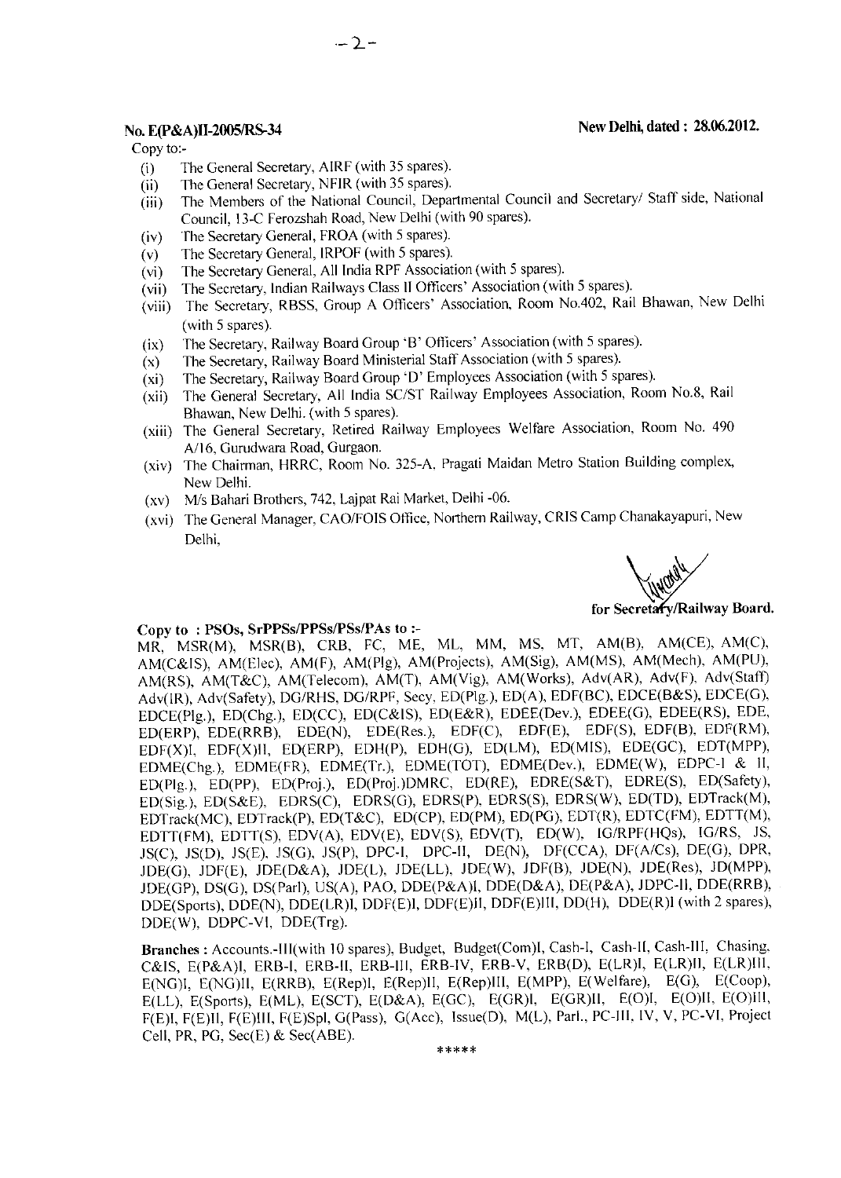**No. E(P&A)II-2005/RS-34** **New Delhi, dated : 28.06.2012.**

Copy to:-

(i) The General Secretary, AIRF (with 35 spares).
(ii) The General Secretary, NFIR (with 35 spares).
(iii) The Members of the National Council, Departmental Council and Secretary/ Staff side, National Council, 13-C Ferozshah Road, New Delhi (with 90 spares).
(iv) The Secretary General, FROA (with 5 spares).
(v) The Secretary General, IRPOF (with 5 spares).
(vi) The Secretary General, All India RPF Association (with 5 spares).
(vii) The Secretary, Indian Railways Class II Officers' Association (with 5 spares).
(viii) The Secretary, RBSS, Group A Officers' Association, Room No.402, Rail Bhawan, New Delhi (with 5 spares).
(ix) The Secretary, Railway Board Group 'B' Officers' Association (with 5 spares).
(x) The Secretary, Railway Board Ministerial Staff Association (with 5 spares).
(xi) The Secretary, Railway Board Group 'D' Employees Association (with 5 spares).
(xii) The General Secretary, All India SC/ST Railway Employees Association, Room No.8, Rail Bhawan, New Delhi. (with 5 spares).
(xiii) The General Secretary, Retired Railway Employees Welfare Association, Room No. 490 A/16, Gurudwara Road, Gurgaon.
(xiv) The Chairman, HRRC, Room No. 325-A, Pragati Maidan Metro Station Building complex, New Delhi.
(xv) M/s Bahari Brothers, 742, Lajpat Rai Market, Delhi -06.
(xvi) The General Manager, CAO/FOIS Office, Northern Railway, CRIS Camp Chanakayapuri, New Delhi,

for Secretary/Railway Board.

**Copy to : PSOs, SrPPSs/PPSs/PSs/PAs to :-**

MR, MSR(M), MSR(B), CRB, FC, ME, ML, MM, MS, MT, AM(B), AM(CE), AM(C), AM(C&IS), AM(Elec), AM(F), AM(Plg), AM(Projects), AM(Sig), AM(MS), AM(Mech), AM(PU), AM(RS), AM(T&C), AM(Telecom), AM(T), AM(Vig), AM(Works), Adv(AR), Adv(F), Adv(Staff) Adv(IR), Adv(Safety), DG/RHS, DG/RPF, Secy, ED(Plg.), ED(A), EDF(BC), EDCE(B&S), EDCE(G), EDCE(Plg.), ED(Chg.), ED(CC), ED(C&IS), ED(E&R), EDEE(Dev.), EDEE(G), EDEE(RS), EDE, ED(ERP), EDE(RRB), EDE(N), EDE(Res.), EDF(C), EDF(E), EDF(S), EDF(B), EDF(RM), EDF(X)I, EDF(X)II, ED(ERP), EDH(P), EDH(G), ED(LM), ED(MIS), EDE(GC), EDT(MPP), EDME(Chg.), EDME(FR), EDME(Tr.), EDME(TOT), EDME(Dev.), EDME(W), EDPC-I & II, ED(Plg.), ED(PP), ED(Proj.), ED(Proj.)DMRC, ED(RE), EDRE(S&T), EDRE(S), ED(Safety), ED(Sig.), ED(S&E), EDRS(C), EDRS(G), EDRS(P), EDRS(S), EDRS(W), ED(TD), EDTrack(M), EDTrack(MC), EDTrack(P), ED(T&C), ED(CP), ED(PM), ED(PG), EDT(R), EDTC(FM), EDTT(M), EDTT(FM), EDTT(S), EDV(A), EDV(E), EDV(S), EDV(T), ED(W), IG/RPF(HQs), IG/RS, JS, JS(C), JS(D), JS(E), JS(G), JS(P), DPC-I, DPC-II, DE(N), DF(CCA), DF(A/Cs), DE(G), DPR, JDE(G), JDF(E), JDE(D&A), JDE(L), JDE(LL), JDE(W), JDF(B), JDE(N), JDE(Res), JD(MPP), JDE(GP), DS(G), DS(Parl), US(A), PAO, DDE(P&A)I, DDE(D&A), DE(P&A), JDPC-II, DDE(RRB), DDE(Sports), DDE(N), DDE(LR)I, DDF(E)I, DDF(E)II, DDF(E)III, DD(H), DDE(R)I (with 2 spares), DDE(W), DDPC-VI, DDE(Trg).

**Branches :** Accounts.-III(with 10 spares), Budget, Budget(Com)I, Cash-I, Cash-II, Cash-III, Chasing, C&IS, E(P&A)I, ERB-I, ERB-II, ERB-III, ERB-IV, ERB-V, ERB(D), E(LR)I, E(LR)II, E(LR)III, E(NG)I, E(NG)II, E(RRB), E(Rep)I, E(Rep)II, E(Rep)III, E(MPP), E(Welfare), E(G), E(Coop), E(LL), E(Sports), E(ML), E(SCT), E(D&A), E(GC), E(GR)I, E(GR)II, E(O)I, E(O)II, E(O)III, F(E)I, F(E)II, F(E)III, F(E)Spl, G(Pass), G(Acc), Issue(D), M(L), Parl., PC-III, IV, V, PC-VI, Project Cell, PR, PG, Sec(E) & Sec(ABE).

*****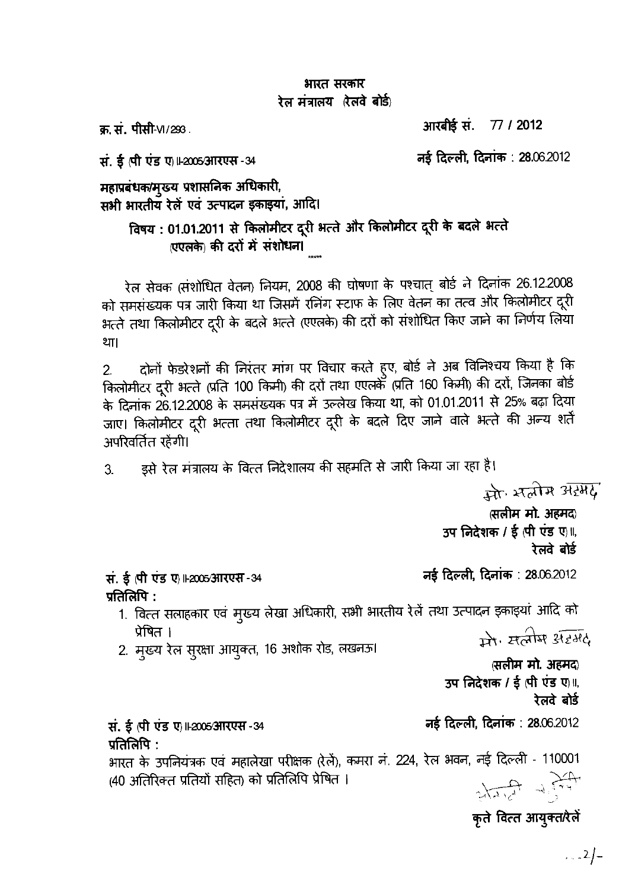भारत सरकार
रेल मंत्रालय (रेलवे बोर्ड)

क्र. सं. पीसी-VI/293 .

आरबीई सं. 77 / 2012

सं. ई (पी एंड ए) II-2005/आरएस -34

नई दिल्ली, दिनांक : 28.06.2012

**महाप्रबंधक/मुख्य प्रशासनिक अधिकारी,**
**सभी भारतीय रेलें एवं उत्पादन इकाइयां, आदि।**

**विषय : 01.01.2011 से किलोमीटर दूरी भत्ते और किलोमीटर दूरी के बदले भत्ते (एएलके) की दरों में संशोधन।**

रेल सेवक (संशोधित वेतन) नियम, 2008 की घोषणा के पश्चात् बोर्ड ने दिनांक 26.12.2008 को समसंख्यक पत्र जारी किया था जिसमें रनिंग स्टाफ के लिए वेतन का तत्व और किलोमीटर दूरी भत्ते तथा किलोमीटर दूरी के बदले भत्ते (एएलके) की दरों को संशोधित किए जाने का निर्णय लिया था।

2. दोनों फेडरेशनों की निरंतर मांग पर विचार करते हुए, बोर्ड ने अब विनिश्चय किया है कि किलोमीटर दूरी भत्ते (प्रति 100 किमी) की दरों तथा एएलके (प्रति 160 किमी) की दरों, जिनका बोर्ड के दिनांक 26.12.2008 के सम्संख्यक पत्र में उल्लेख किया था, को 01.01.2011 से 25% बढ़ा दिया जाए। किलोमीटर दूरी भत्ता तथा किलोमीटर दूरी के बदले दिए जाने वाले भत्ते की अन्य शर्तें अपरिवर्तित रहेंगी।

3. इसे रेल मंत्रालय के वित्त निदेशालय की सहमति से जारी किया जा रहा है।

मो. सलीम अहमद

**(सलीम मो. अहमद)**
**उप निदेशक / ई (पी एंड ए) II,**
**रेलवे बोर्ड**

**सं. ई (पी एंड ए) II-2005/आरएस -34**

**नई दिल्ली, दिनांक : 28.06.2012**

**प्रतिलिपि :**

1. वित्त सलाहकार एवं मुख्य लेखा अधिकारी, सभी भारतीय रेलें तथा उत्पादन इकाइयां आदि को प्रेषित ।
2. मुख्य रेल सुरक्षा आयुक्त, 16 अशोक रोड, लखनऊ।

मो. सलीम अहमद

**(सलीम मो. अहमद)**
**उप निदेशक / ई (पी एंड ए) II,**
**रेलवे बोर्ड**

**सं. ई (पी एंड ए) II-2005/आरएस -34**

**नई दिल्ली, दिनांक : 28.06.2012**

**प्रतिलिपि :**

भारत के उपनियंत्रक एवं महालेखा परीक्षक (रेलें), कमरा नं. 224, रेल भवन, नई दिल्ली - 110001 (40 अतिरिक्त प्रतियों सहित) को प्रतिलिपि प्रेषित ।

**कृते वित्त आयुक्त/रेलें**

...2/-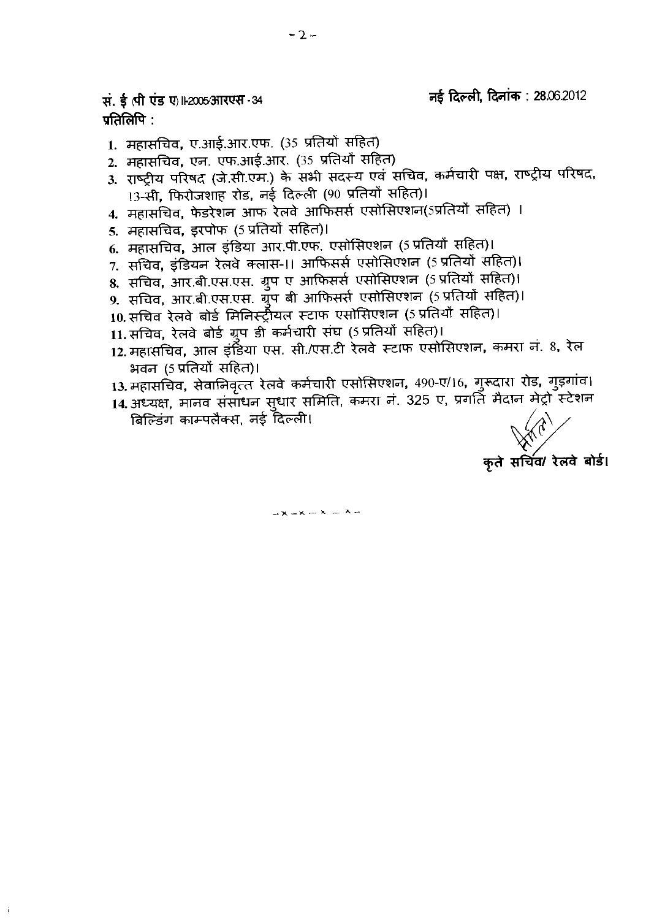**सं. ई (पी एंड ए) II-2005/आरएस -34** **नई दिल्ली, दिनांक : 28.06.2012**

**प्रतिलिपि :**

1. महासचिव, ए.आई.आर.एफ. (35 प्रतियों सहित)
2. महासचिव, एन. एफ.आई.आर. (35 प्रतियाँ सहित)
3. राष्ट्रीय परिषद (जे.सी.एम.) के सभी सदस्य एवं सचिव, कर्मचारी पक्ष, राष्ट्रीय परिषद, 13-सी, फिरोजशाह रोड, नई दिल्ली (90 प्रतियों सहित)।
4. महासचिव, फेडरेशन आफ रेलवे आफिसर्स एसोसिएशन(5प्रतियों सहित) ।
5. महासचिव, इरपोफ (5 प्रतियों सहित)।
6. महासचिव, आल इंडिया आर.पी.एफ. एसोसिएशन (5 प्रतियाँ सहित)।
7. सचिव, इंडियन रेलवे क्लास-।। आफिसर्स एसोसिएशन (5 प्रतियाँ सहित)।
8. सचिव, आर.बी.एस.एस. ग्रुप ए आफिसर्स एसोसिएशन (5 प्रतियाँ सहित)।
9. सचिव, आर.बी.एस.एस. ग्रुप बी आफिसर्स एसोसिएशन (5 प्रतियाँ सहित)।
10. सचिव रेलवे बोर्ड मिनिस्ट्रीयल स्टाफ एसोसिएशन (5 प्रतियाँ सहित)।
11. सचिव, रेलवे बोर्ड ग्रुप डी कर्मचारी संघ (5 प्रतियाँ सहित)।
12. महासचिव, आल इंडिया एस. सी./एस.टी रेलवे स्टाफ एसोसिएशन, कमरा नं. 8, रेल भवन (5 प्रतियों सहित)।
13. महासचिव, सेवानिवृत्त रेलवे कर्मचारी एसोसिएशन, 490-ए/16, गुरूदारा रोड, गुड़गांव।
14. अध्यक्ष, मानव संसाधन सुधार समिति, कमरा नं. 325 ए, प्रगति मैदान मेट्रो स्टेशन बिल्डिंग काम्पलैक्स, नई दिल्ली।

**कृते सचिव/ रेलवे बोर्ड।**

-x-x-x-x-